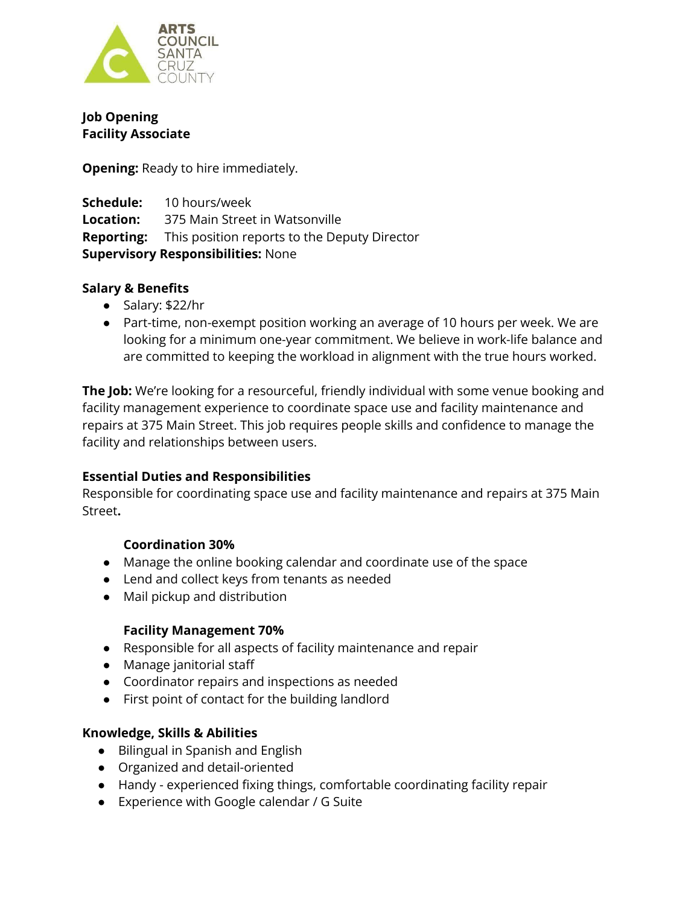ARTS COUNCIL SANTA CRUZ COUNTY

**Job Opening**
**Facility Associate**

**Opening:** Ready to hire immediately.

**Schedule:** 10 hours/week
**Location:** 375 Main Street in Watsonville
**Reporting:** This position reports to the Deputy Director
**Supervisory Responsibilities:** None

## Salary & Benefits

- Salary: $22/hr
- Part-time, non-exempt position working an average of 10 hours per week. We are looking for a minimum one-year commitment. We believe in work-life balance and are committed to keeping the workload in alignment with the true hours worked.

**The Job:** We're looking for a resourceful, friendly individual with some venue booking and facility management experience to coordinate space use and facility maintenance and repairs at 375 Main Street. This job requires people skills and confidence to manage the facility and relationships between users.

## Essential Duties and Responsibilities

Responsible for coordinating space use and facility maintenance and repairs at 375 Main Street**.**

### Coordination 30%

- Manage the online booking calendar and coordinate use of the space
- Lend and collect keys from tenants as needed
- Mail pickup and distribution

### Facility Management 70%

- Responsible for all aspects of facility maintenance and repair
- Manage janitorial staff
- Coordinator repairs and inspections as needed
- First point of contact for the building landlord

## Knowledge, Skills & Abilities

- Bilingual in Spanish and English
- Organized and detail-oriented
- Handy - experienced fixing things, comfortable coordinating facility repair
- Experience with Google calendar / G Suite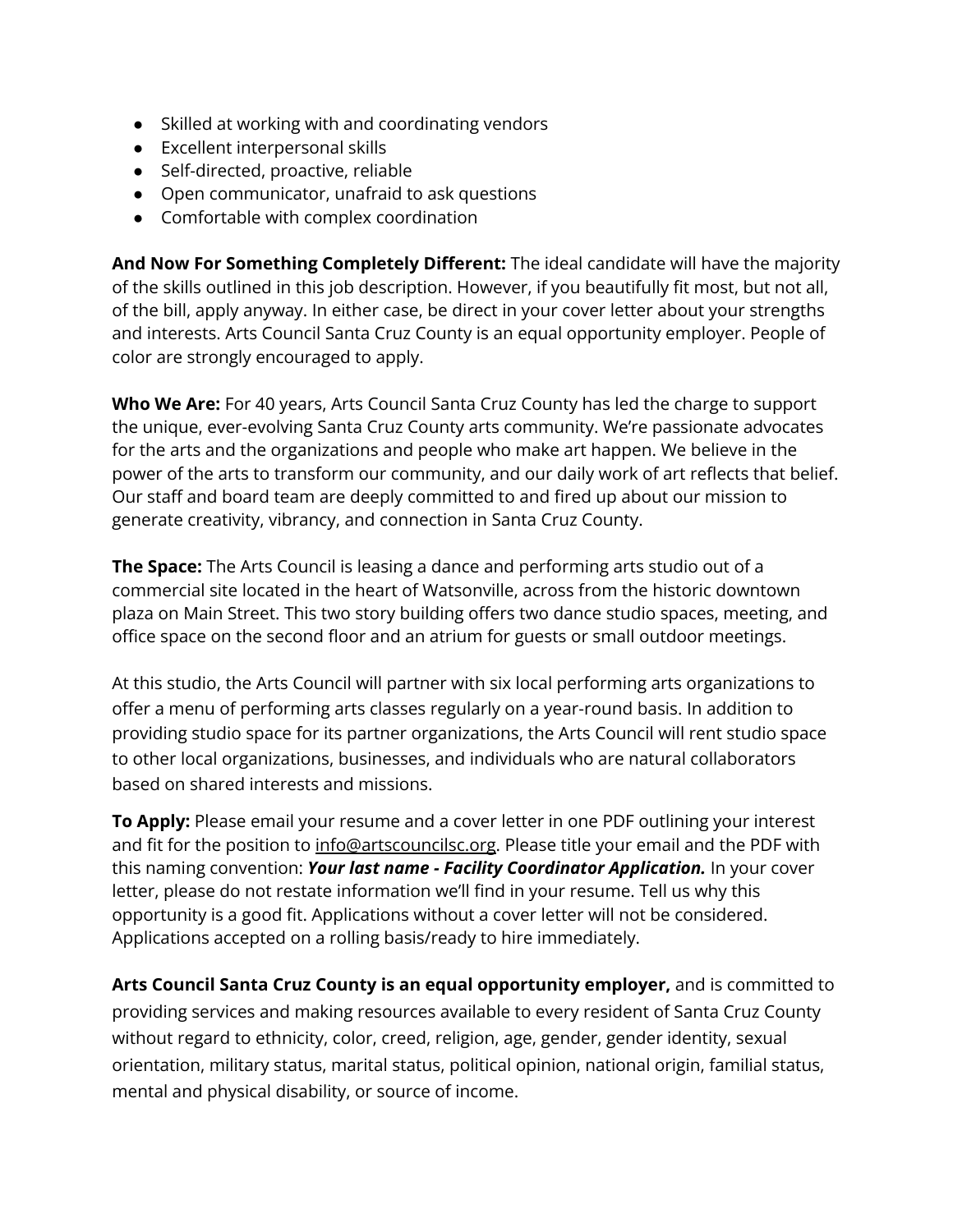- Skilled at working with and coordinating vendors
- Excellent interpersonal skills
- Self-directed, proactive, reliable
- Open communicator, unafraid to ask questions
- Comfortable with complex coordination

**And Now For Something Completely Different:** The ideal candidate will have the majority of the skills outlined in this job description. However, if you beautifully fit most, but not all, of the bill, apply anyway. In either case, be direct in your cover letter about your strengths and interests. Arts Council Santa Cruz County is an equal opportunity employer. People of color are strongly encouraged to apply.

**Who We Are:** For 40 years, Arts Council Santa Cruz County has led the charge to support the unique, ever-evolving Santa Cruz County arts community. We're passionate advocates for the arts and the organizations and people who make art happen. We believe in the power of the arts to transform our community, and our daily work of art reflects that belief. Our staff and board team are deeply committed to and fired up about our mission to generate creativity, vibrancy, and connection in Santa Cruz County.

**The Space:** The Arts Council is leasing a dance and performing arts studio out of a commercial site located in the heart of Watsonville, across from the historic downtown plaza on Main Street. This two story building offers two dance studio spaces, meeting, and office space on the second floor and an atrium for guests or small outdoor meetings.

At this studio, the Arts Council will partner with six local performing arts organizations to offer a menu of performing arts classes regularly on a year-round basis. In addition to providing studio space for its partner organizations, the Arts Council will rent studio space to other local organizations, businesses, and individuals who are natural collaborators based on shared interests and missions.

**To Apply:** Please email your resume and a cover letter in one PDF outlining your interest and fit for the position to info@artscouncilsc.org. Please title your email and the PDF with this naming convention: ***Your last name - Facility Coordinator Application.*** In your cover letter, please do not restate information we'll find in your resume. Tell us why this opportunity is a good fit. Applications without a cover letter will not be considered. Applications accepted on a rolling basis/ready to hire immediately.

**Arts Council Santa Cruz County is an equal opportunity employer,** and is committed to providing services and making resources available to every resident of Santa Cruz County without regard to ethnicity, color, creed, religion, age, gender, gender identity, sexual orientation, military status, marital status, political opinion, national origin, familial status, mental and physical disability, or source of income.